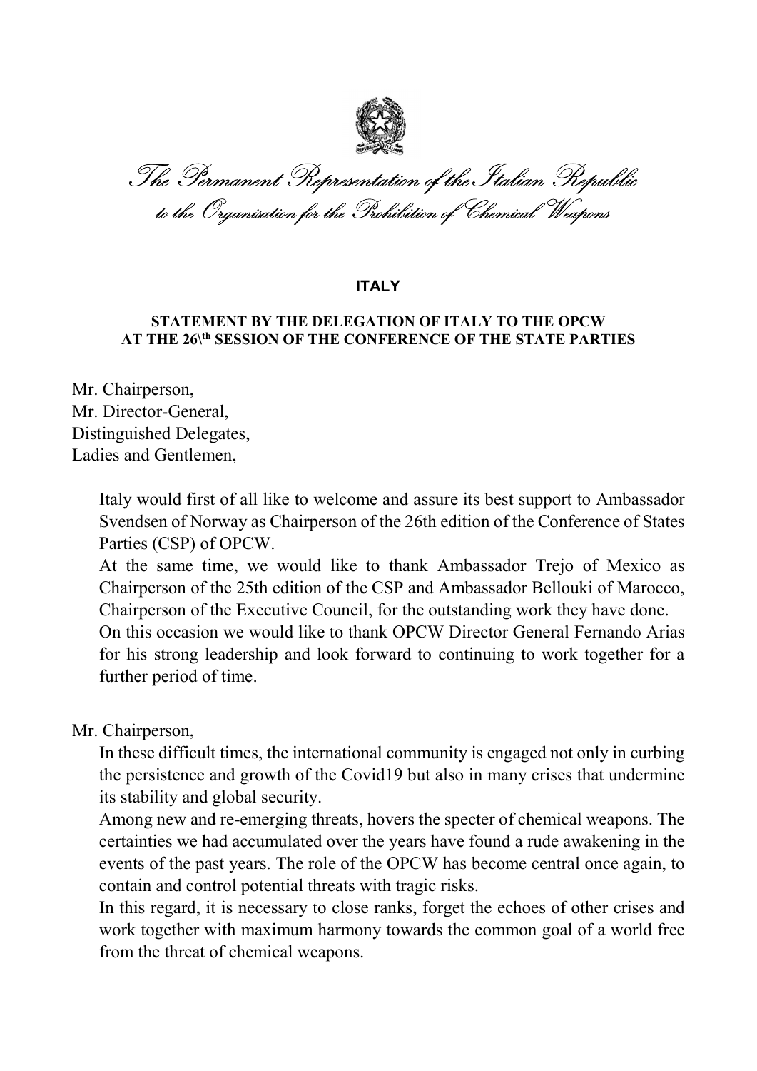*The Permanent Representation of the Italian Republic*
*to the Organisation for the Prohibition of Chemical Weapons*

**ITALY**

**STATEMENT BY THE DELEGATION OF ITALY TO THE OPCW AT THE 26\th SESSION OF THE CONFERENCE OF THE STATE PARTIES**

Mr. Chairperson,
Mr. Director-General,
Distinguished Delegates,
Ladies and Gentlemen,

Italy would first of all like to welcome and assure its best support to Ambassador Svendsen of Norway as Chairperson of the 26th edition of the Conference of States Parties (CSP) of OPCW.
At the same time, we would like to thank Ambassador Trejo of Mexico as Chairperson of the 25th edition of the CSP and Ambassador Bellouki of Marocco, Chairperson of the Executive Council, for the outstanding work they have done.
On this occasion we would like to thank OPCW Director General Fernando Arias for his strong leadership and look forward to continuing to work together for a further period of time.

Mr. Chairperson,

In these difficult times, the international community is engaged not only in curbing the persistence and growth of the Covid19 but also in many crises that undermine its stability and global security.
Among new and re-emerging threats, hovers the specter of chemical weapons. The certainties we had accumulated over the years have found a rude awakening in the events of the past years. The role of the OPCW has become central once again, to contain and control potential threats with tragic risks.
In this regard, it is necessary to close ranks, forget the echoes of other crises and work together with maximum harmony towards the common goal of a world free from the threat of chemical weapons.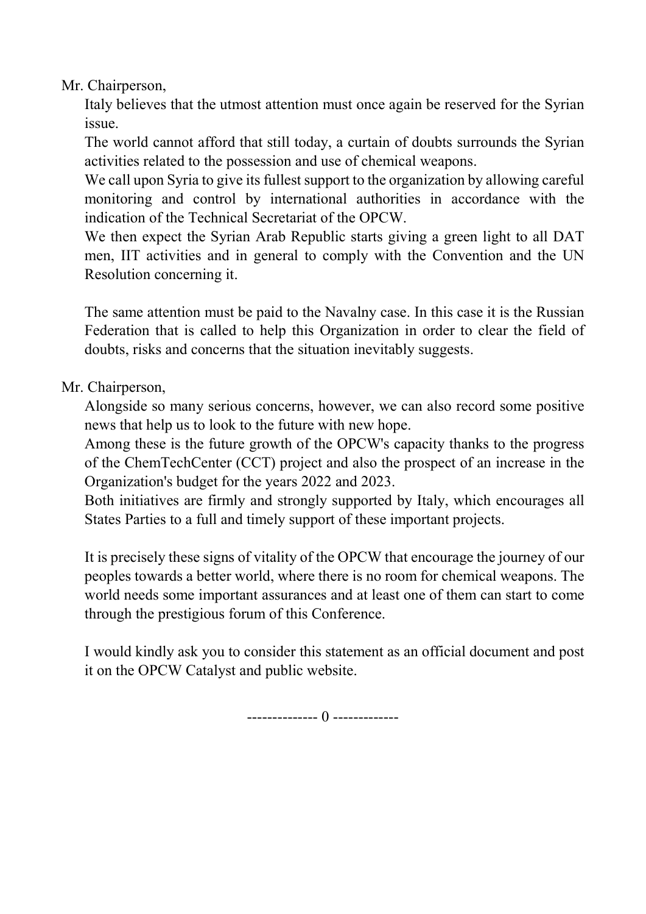Mr. Chairperson,

Italy believes that the utmost attention must once again be reserved for the Syrian issue.

The world cannot afford that still today, a curtain of doubts surrounds the Syrian activities related to the possession and use of chemical weapons.

We call upon Syria to give its fullest support to the organization by allowing careful monitoring and control by international authorities in accordance with the indication of the Technical Secretariat of the OPCW.

We then expect the Syrian Arab Republic starts giving a green light to all DAT men, IIT activities and in general to comply with the Convention and the UN Resolution concerning it.

The same attention must be paid to the Navalny case. In this case it is the Russian Federation that is called to help this Organization in order to clear the field of doubts, risks and concerns that the situation inevitably suggests.

Mr. Chairperson,

Alongside so many serious concerns, however, we can also record some positive news that help us to look to the future with new hope.

Among these is the future growth of the OPCW's capacity thanks to the progress of the ChemTechCenter (CCT) project and also the prospect of an increase in the Organization's budget for the years 2022 and 2023.

Both initiatives are firmly and strongly supported by Italy, which encourages all States Parties to a full and timely support of these important projects.

It is precisely these signs of vitality of the OPCW that encourage the journey of our peoples towards a better world, where there is no room for chemical weapons. The world needs some important assurances and at least one of them can start to come through the prestigious forum of this Conference.

I would kindly ask you to consider this statement as an official document and post it on the OPCW Catalyst and public website.

-------------- 0 -------------